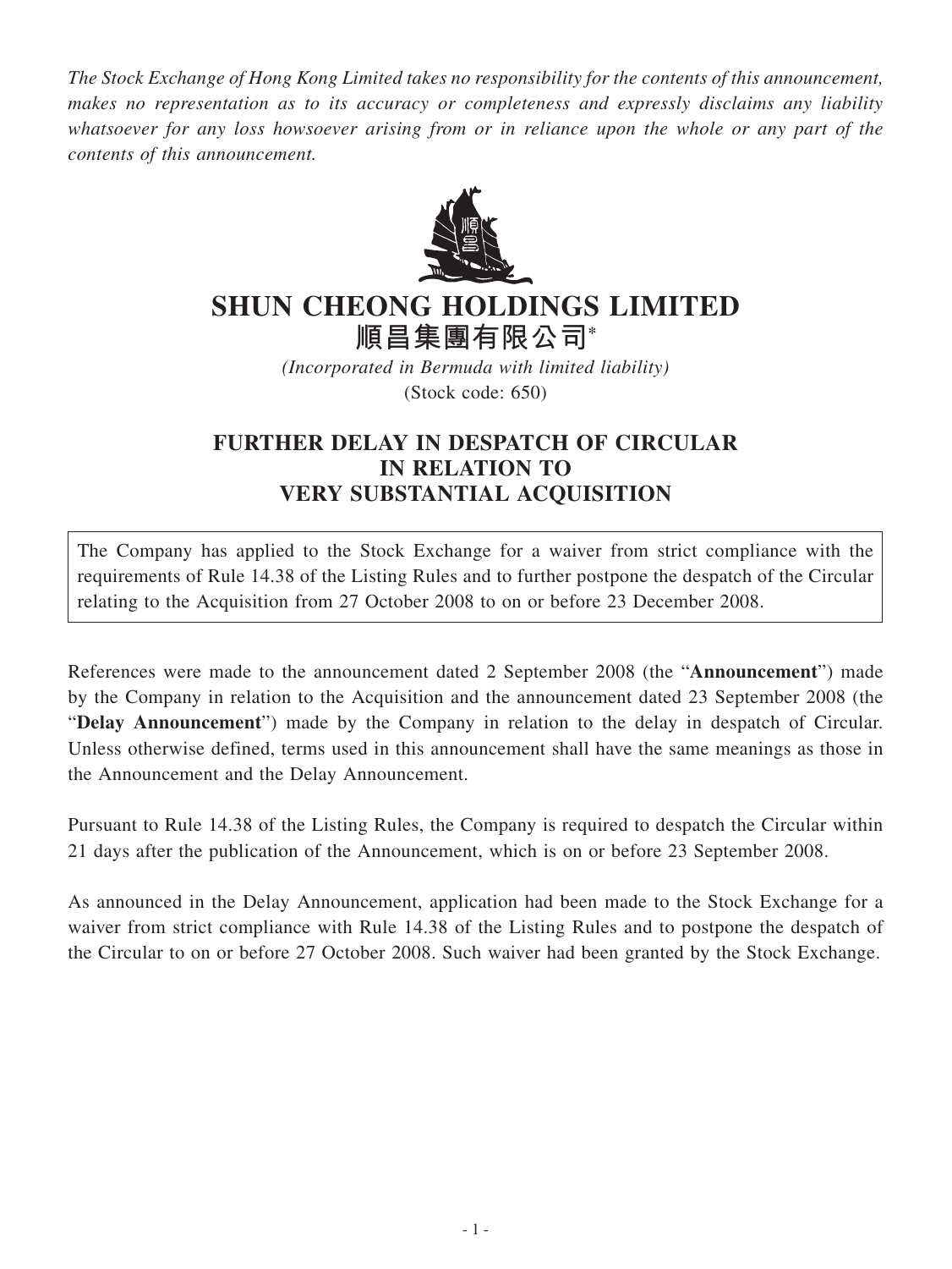*The Stock Exchange of Hong Kong Limited takes no responsibility for the contents of this announcement, makes no representation as to its accuracy or completeness and expressly disclaims any liability whatsoever for any loss howsoever arising from or in reliance upon the whole or any part of the contents of this announcement.*

# SHUN CHEONG HOLDINGS LIMITED
# 順昌集團有限公司*

*(Incorporated in Bermuda with limited liability)*
(Stock code: 650)

## FURTHER DELAY IN DESPATCH OF CIRCULAR IN RELATION TO VERY SUBSTANTIAL ACQUISITION

The Company has applied to the Stock Exchange for a waiver from strict compliance with the requirements of Rule 14.38 of the Listing Rules and to further postpone the despatch of the Circular relating to the Acquisition from 27 October 2008 to on or before 23 December 2008.

References were made to the announcement dated 2 September 2008 (the "**Announcement**") made by the Company in relation to the Acquisition and the announcement dated 23 September 2008 (the "**Delay Announcement**") made by the Company in relation to the delay in despatch of Circular. Unless otherwise defined, terms used in this announcement shall have the same meanings as those in the Announcement and the Delay Announcement.

Pursuant to Rule 14.38 of the Listing Rules, the Company is required to despatch the Circular within 21 days after the publication of the Announcement, which is on or before 23 September 2008.

As announced in the Delay Announcement, application had been made to the Stock Exchange for a waiver from strict compliance with Rule 14.38 of the Listing Rules and to postpone the despatch of the Circular to on or before 27 October 2008. Such waiver had been granted by the Stock Exchange.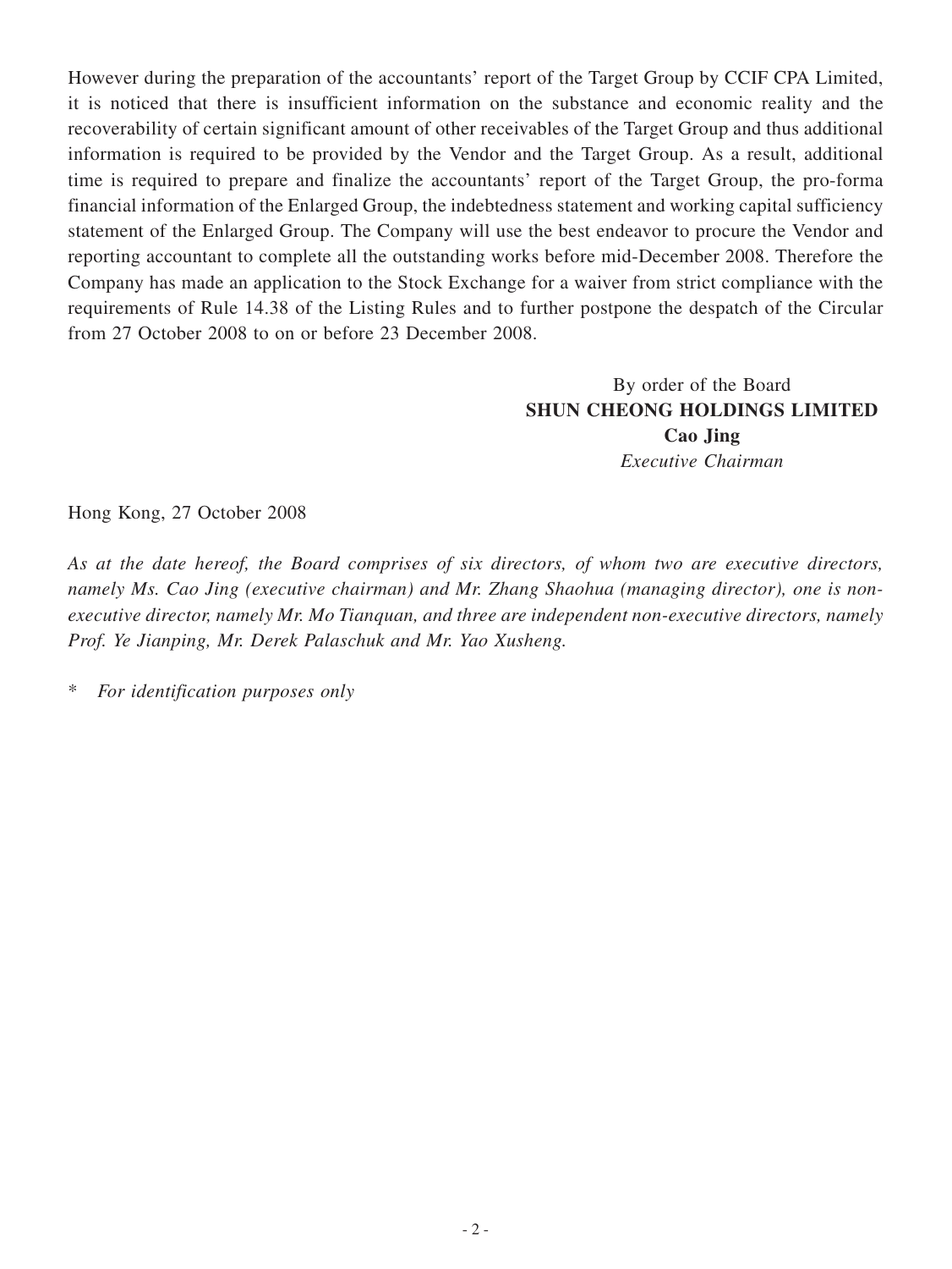However during the preparation of the accountants' report of the Target Group by CCIF CPA Limited, it is noticed that there is insufficient information on the substance and economic reality and the recoverability of certain significant amount of other receivables of the Target Group and thus additional information is required to be provided by the Vendor and the Target Group. As a result, additional time is required to prepare and finalize the accountants' report of the Target Group, the pro-forma financial information of the Enlarged Group, the indebtedness statement and working capital sufficiency statement of the Enlarged Group. The Company will use the best endeavor to procure the Vendor and reporting accountant to complete all the outstanding works before mid-December 2008. Therefore the Company has made an application to the Stock Exchange for a waiver from strict compliance with the requirements of Rule 14.38 of the Listing Rules and to further postpone the despatch of the Circular from 27 October 2008 to on or before 23 December 2008.

By order of the Board
**SHUN CHEONG HOLDINGS LIMITED**
**Cao Jing**
*Executive Chairman*

Hong Kong, 27 October 2008

*As at the date hereof, the Board comprises of six directors, of whom two are executive directors, namely Ms. Cao Jing (executive chairman) and Mr. Zhang Shaohua (managing director), one is non-executive director, namely Mr. Mo Tianquan, and three are independent non-executive directors, namely Prof. Ye Jianping, Mr. Derek Palaschuk and Mr. Yao Xusheng.*

\* *For identification purposes only*